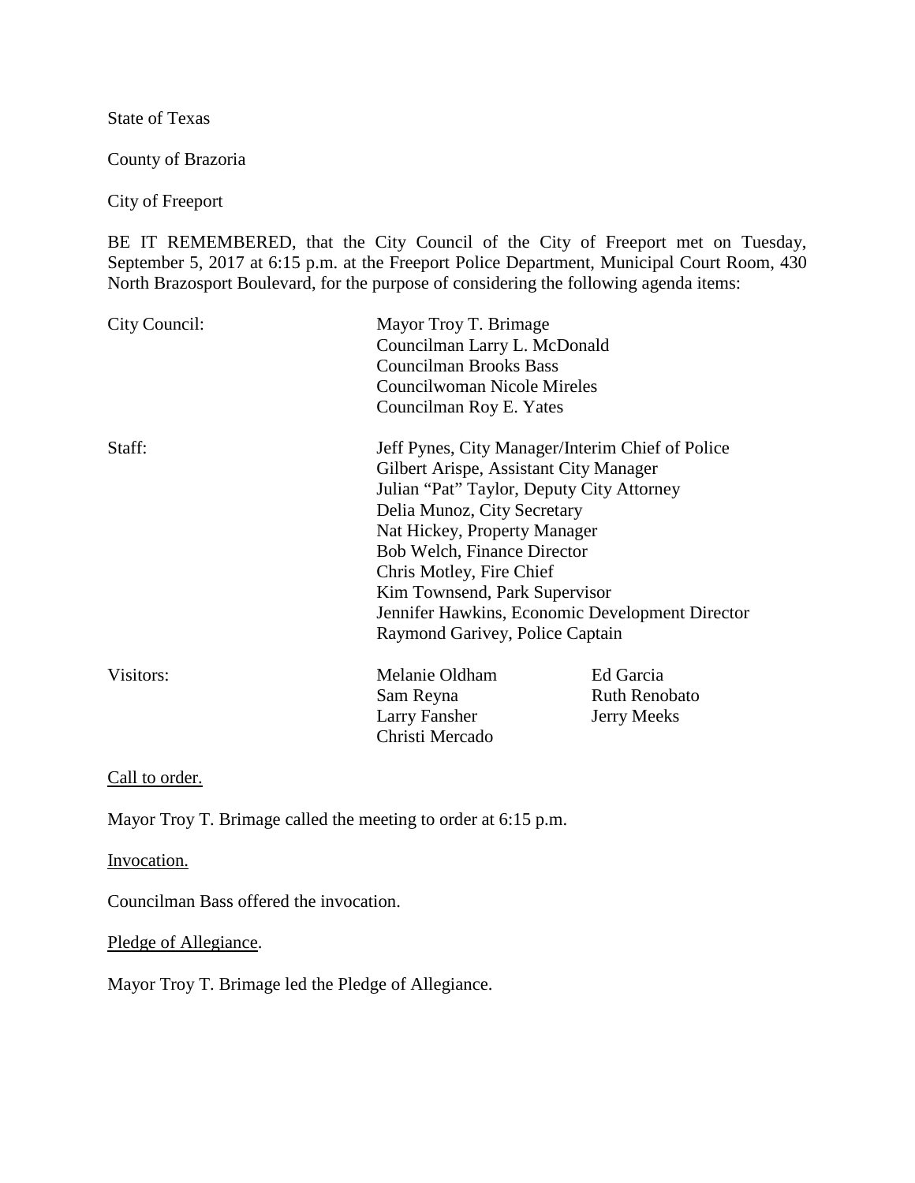State of Texas

County of Brazoria

City of Freeport

BE IT REMEMBERED, that the City Council of the City of Freeport met on Tuesday, September 5, 2017 at 6:15 p.m. at the Freeport Police Department, Municipal Court Room, 430 North Brazosport Boulevard, for the purpose of considering the following agenda items:

| | | |
|---|---|---|
| City Council: | Mayor Troy T. Brimage | |
| | Councilman Larry L. McDonald | |
| | Councilman Brooks Bass | |
| | Councilwoman Nicole Mireles | |
| | Councilman Roy E. Yates | |
| Staff: | Jeff Pynes, City Manager/Interim Chief of Police | |
| | Gilbert Arispe, Assistant City Manager | |
| | Julian "Pat" Taylor, Deputy City Attorney | |
| | Delia Munoz, City Secretary | |
| | Nat Hickey, Property Manager | |
| | Bob Welch, Finance Director | |
| | Chris Motley, Fire Chief | |
| | Kim Townsend, Park Supervisor | |
| | Jennifer Hawkins, Economic Development Director | |
| | Raymond Garivey, Police Captain | |
| Visitors: | Melanie Oldham | Ed Garcia |
| | Sam Reyna | Ruth Renobato |
| | Larry Fansher | Jerry Meeks |
| | Christi Mercado | |

Call to order.

Mayor Troy T. Brimage called the meeting to order at 6:15 p.m.

Invocation.

Councilman Bass offered the invocation.

Pledge of Allegiance.

Mayor Troy T. Brimage led the Pledge of Allegiance.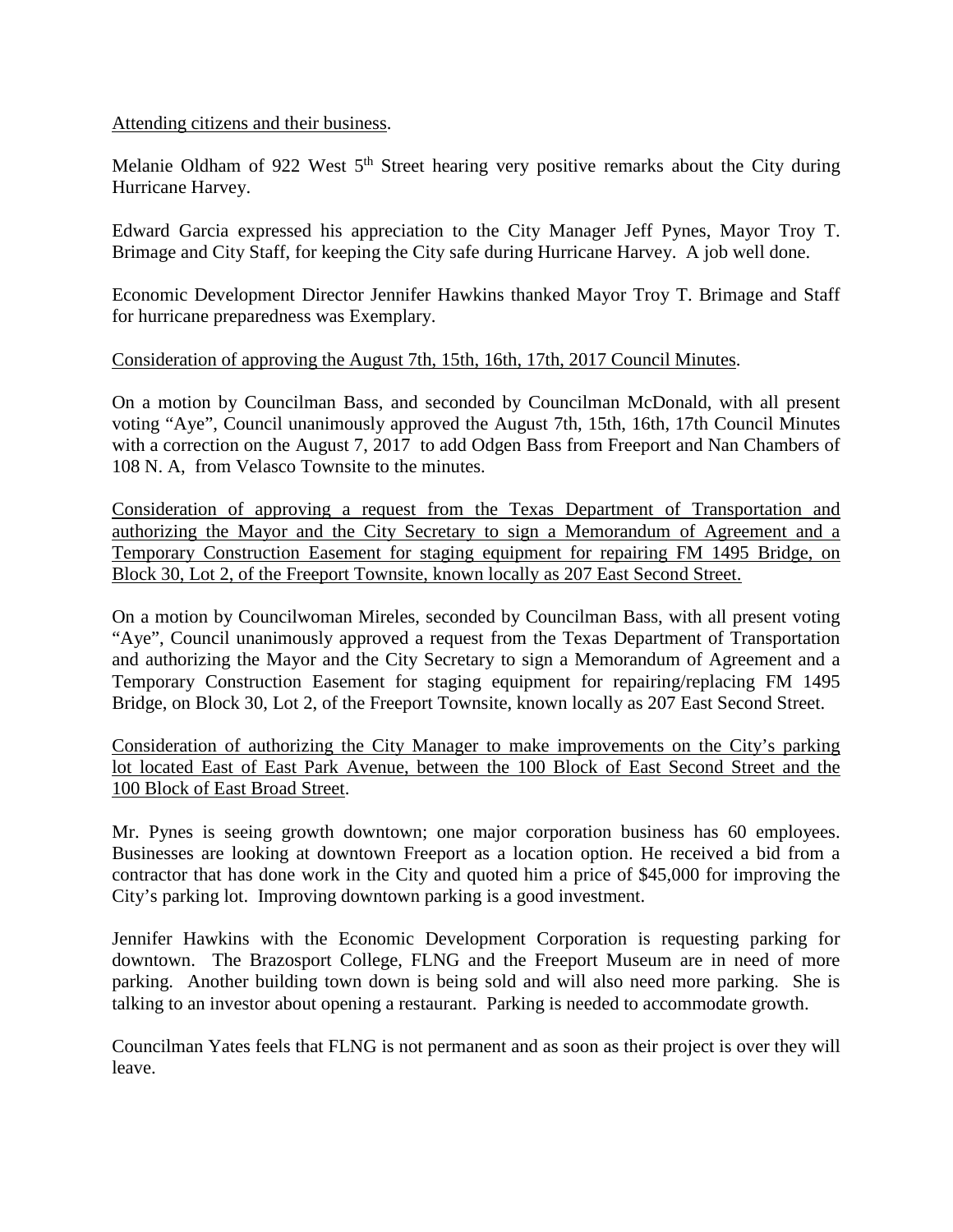<u>Attending citizens and their business</u>.

Melanie Oldham of 922 West 5th Street hearing very positive remarks about the City during Hurricane Harvey.

Edward Garcia expressed his appreciation to the City Manager Jeff Pynes, Mayor Troy T. Brimage and City Staff, for keeping the City safe during Hurricane Harvey. A job well done.

Economic Development Director Jennifer Hawkins thanked Mayor Troy T. Brimage and Staff for hurricane preparedness was Exemplary.

<u>Consideration of approving the August 7th, 15th, 16th, 17th, 2017 Council Minutes</u>.

On a motion by Councilman Bass, and seconded by Councilman McDonald, with all present voting "Aye", Council unanimously approved the August 7th, 15th, 16th, 17th Council Minutes with a correction on the August 7, 2017 to add Odgen Bass from Freeport and Nan Chambers of 108 N. A, from Velasco Townsite to the minutes.

<u>Consideration of approving a request from the Texas Department of Transportation and authorizing the Mayor and the City Secretary to sign a Memorandum of Agreement and a Temporary Construction Easement for staging equipment for repairing FM 1495 Bridge, on Block 30, Lot 2, of the Freeport Townsite, known locally as 207 East Second Street.</u>

On a motion by Councilwoman Mireles, seconded by Councilman Bass, with all present voting "Aye", Council unanimously approved a request from the Texas Department of Transportation and authorizing the Mayor and the City Secretary to sign a Memorandum of Agreement and a Temporary Construction Easement for staging equipment for repairing/replacing FM 1495 Bridge, on Block 30, Lot 2, of the Freeport Townsite, known locally as 207 East Second Street.

<u>Consideration of authorizing the City Manager to make improvements on the City's parking lot located East of East Park Avenue, between the 100 Block of East Second Street and the 100 Block of East Broad Street</u>.

Mr. Pynes is seeing growth downtown; one major corporation business has 60 employees. Businesses are looking at downtown Freeport as a location option. He received a bid from a contractor that has done work in the City and quoted him a price of $45,000 for improving the City's parking lot. Improving downtown parking is a good investment.

Jennifer Hawkins with the Economic Development Corporation is requesting parking for downtown. The Brazosport College, FLNG and the Freeport Museum are in need of more parking. Another building town down is being sold and will also need more parking. She is talking to an investor about opening a restaurant. Parking is needed to accommodate growth.

Councilman Yates feels that FLNG is not permanent and as soon as their project is over they will leave.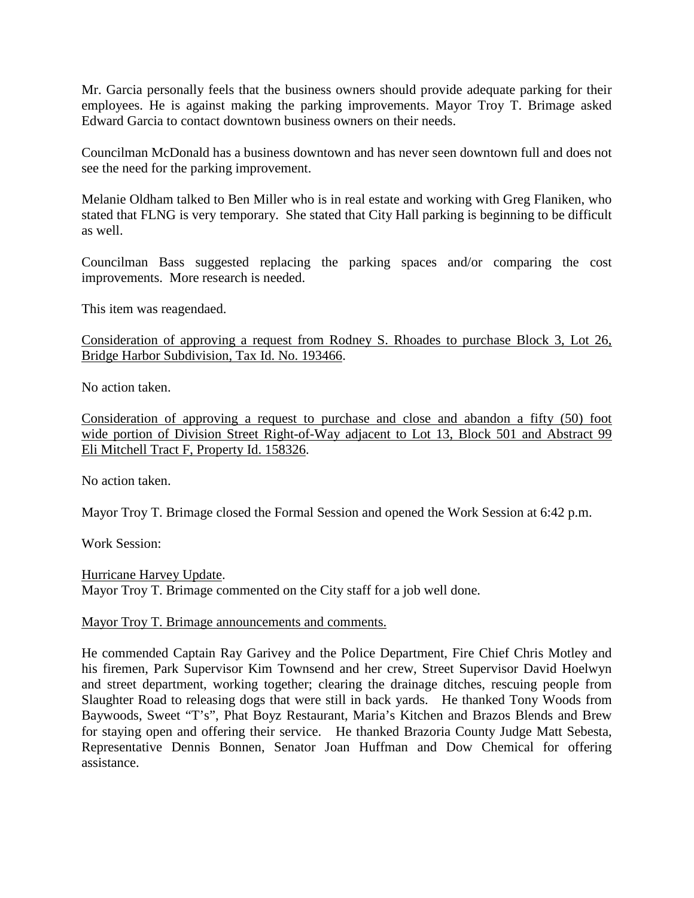Mr. Garcia personally feels that the business owners should provide adequate parking for their employees. He is against making the parking improvements. Mayor Troy T. Brimage asked Edward Garcia to contact downtown business owners on their needs.

Councilman McDonald has a business downtown and has never seen downtown full and does not see the need for the parking improvement.

Melanie Oldham talked to Ben Miller who is in real estate and working with Greg Flaniken, who stated that FLNG is very temporary. She stated that City Hall parking is beginning to be difficult as well.

Councilman Bass suggested replacing the parking spaces and/or comparing the cost improvements. More research is needed.

This item was reagendaed.

Consideration of approving a request from Rodney S. Rhoades to purchase Block 3, Lot 26, Bridge Harbor Subdivision, Tax Id. No. 193466.

No action taken.

Consideration of approving a request to purchase and close and abandon a fifty (50) foot wide portion of Division Street Right-of-Way adjacent to Lot 13, Block 501 and Abstract 99 Eli Mitchell Tract F, Property Id. 158326.

No action taken.

Mayor Troy T. Brimage closed the Formal Session and opened the Work Session at 6:42 p.m.

Work Session:

Hurricane Harvey Update.
Mayor Troy T. Brimage commented on the City staff for a job well done.

Mayor Troy T. Brimage announcements and comments.

He commended Captain Ray Garivey and the Police Department, Fire Chief Chris Motley and his firemen, Park Supervisor Kim Townsend and her crew, Street Supervisor David Hoelwyn and street department, working together; clearing the drainage ditches, rescuing people from Slaughter Road to releasing dogs that were still in back yards. He thanked Tony Woods from Baywoods, Sweet "T's", Phat Boyz Restaurant, Maria's Kitchen and Brazos Blends and Brew for staying open and offering their service. He thanked Brazoria County Judge Matt Sebesta, Representative Dennis Bonnen, Senator Joan Huffman and Dow Chemical for offering assistance.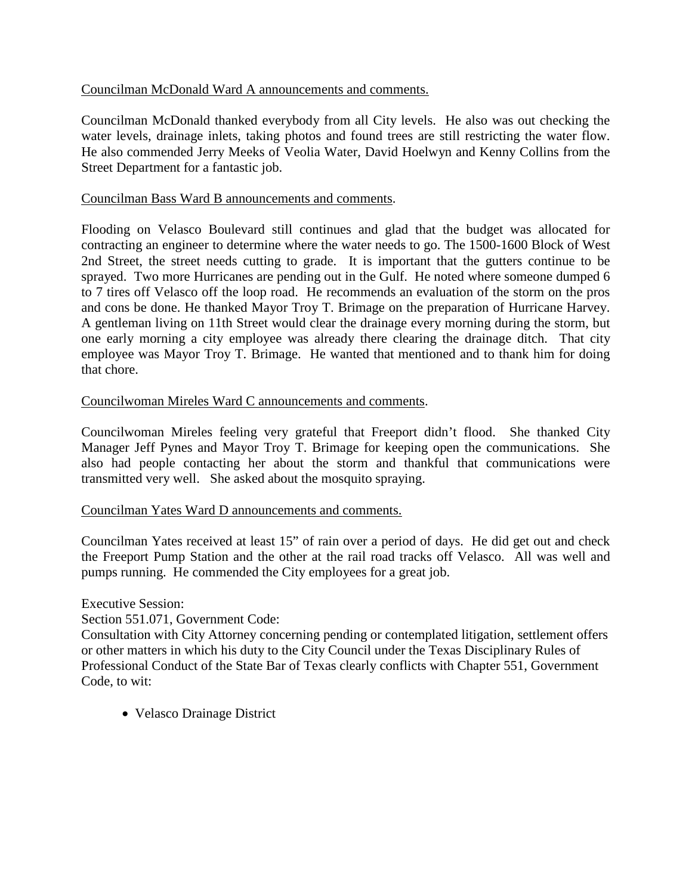<u>Councilman McDonald Ward A announcements and comments.</u>

Councilman McDonald thanked everybody from all City levels. He also was out checking the water levels, drainage inlets, taking photos and found trees are still restricting the water flow. He also commended Jerry Meeks of Veolia Water, David Hoelwyn and Kenny Collins from the Street Department for a fantastic job.

<u>Councilman Bass Ward B announcements and comments</u>.

Flooding on Velasco Boulevard still continues and glad that the budget was allocated for contracting an engineer to determine where the water needs to go. The 1500-1600 Block of West 2nd Street, the street needs cutting to grade. It is important that the gutters continue to be sprayed. Two more Hurricanes are pending out in the Gulf. He noted where someone dumped 6 to 7 tires off Velasco off the loop road. He recommends an evaluation of the storm on the pros and cons be done. He thanked Mayor Troy T. Brimage on the preparation of Hurricane Harvey. A gentleman living on 11th Street would clear the drainage every morning during the storm, but one early morning a city employee was already there clearing the drainage ditch. That city employee was Mayor Troy T. Brimage. He wanted that mentioned and to thank him for doing that chore.

<u>Councilwoman Mireles Ward C announcements and comments</u>.

Councilwoman Mireles feeling very grateful that Freeport didn't flood. She thanked City Manager Jeff Pynes and Mayor Troy T. Brimage for keeping open the communications. She also had people contacting her about the storm and thankful that communications were transmitted very well. She asked about the mosquito spraying.

<u>Councilman Yates Ward D announcements and comments.</u>

Councilman Yates received at least 15" of rain over a period of days. He did get out and check the Freeport Pump Station and the other at the rail road tracks off Velasco. All was well and pumps running. He commended the City employees for a great job.

Executive Session:
Section 551.071, Government Code:
Consultation with City Attorney concerning pending or contemplated litigation, settlement offers or other matters in which his duty to the City Council under the Texas Disciplinary Rules of Professional Conduct of the State Bar of Texas clearly conflicts with Chapter 551, Government Code, to wit:

- Velasco Drainage District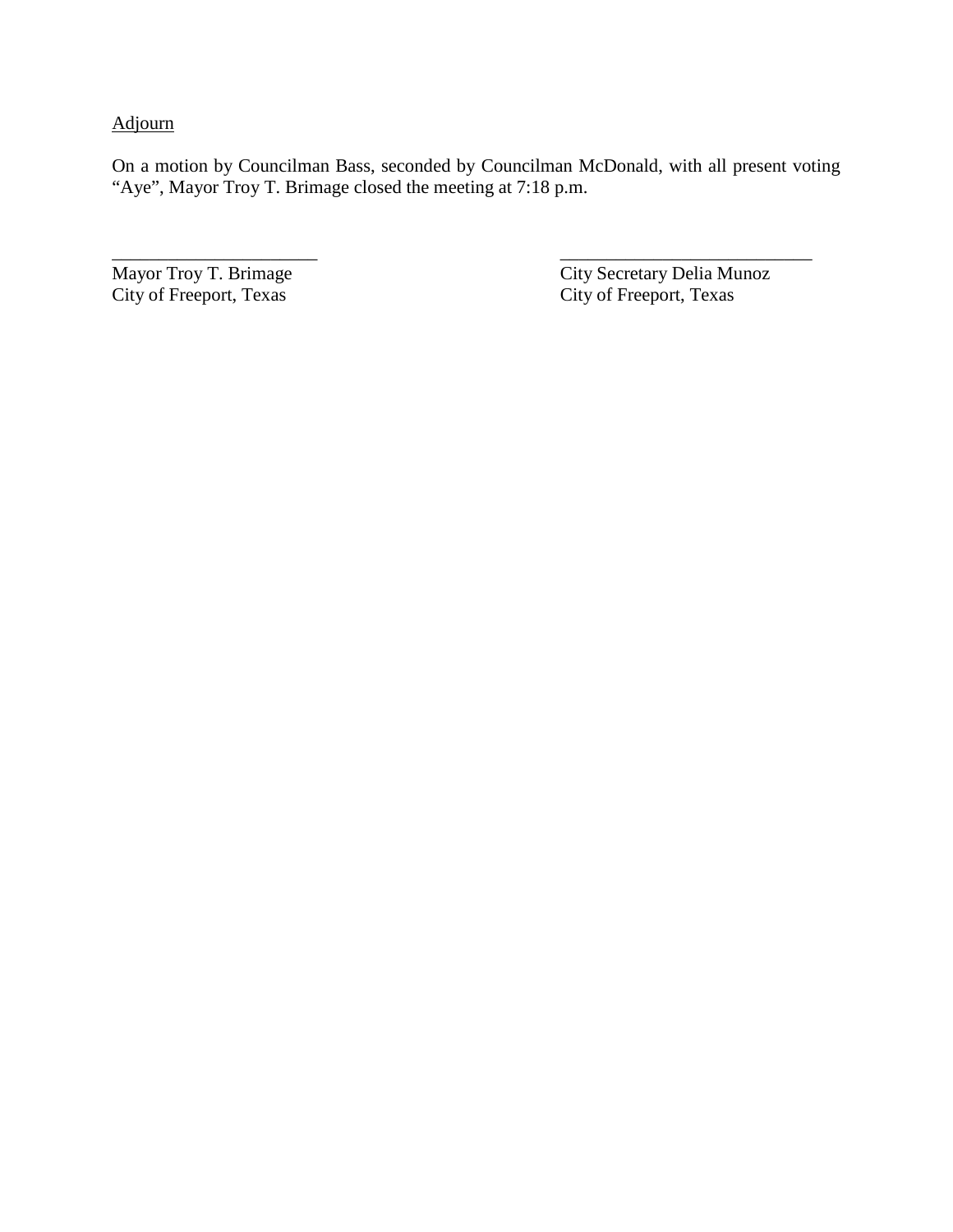Adjourn

On a motion by Councilman Bass, seconded by Councilman McDonald, with all present voting "Aye", Mayor Troy T. Brimage closed the meeting at 7:18 p.m.

| | |
|---|---|
| ______________________ | ___________________________ |
| Mayor Troy T. Brimage | City Secretary Delia Munoz |
| City of Freeport, Texas | City of Freeport, Texas |